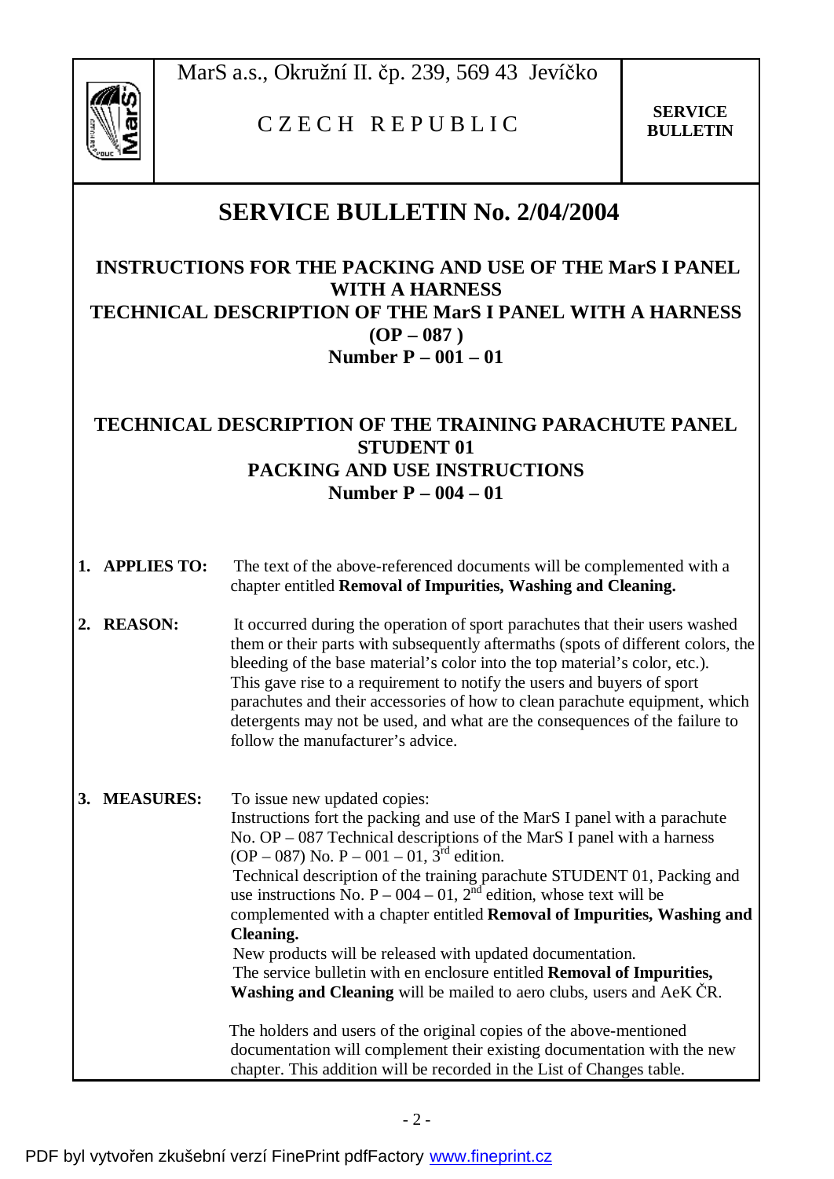MarS a.s., Okružní II. čp. 239, 569 43 Jevíčko

C Z E C H R E P U B L I C

**SERVICE BULLETIN**

# SERVICE BULLETIN No. 2/04/2004

**INSTRUCTIONS FOR THE PACKING AND USE OF THE MarS I PANEL WITH A HARNESS**
**TECHNICAL DESCRIPTION OF THE MarS I PANEL WITH A HARNESS (OP – 087 )**
**Number P – 001 – 01**

**TECHNICAL DESCRIPTION OF THE TRAINING PARACHUTE PANEL STUDENT 01**
**PACKING AND USE INSTRUCTIONS**
**Number P – 004 – 01**

**1. APPLIES TO:** The text of the above-referenced documents will be complemented with a chapter entitled **Removal of Impurities, Washing and Cleaning.**

**2. REASON:** It occurred during the operation of sport parachutes that their users washed them or their parts with subsequently aftermaths (spots of different colors, the bleeding of the base material's color into the top material's color, etc.). This gave rise to a requirement to notify the users and buyers of sport parachutes and their accessories of how to clean parachute equipment, which detergents may not be used, and what are the consequences of the failure to follow the manufacturer's advice.

**3. MEASURES:** To issue new updated copies:
Instructions fort the packing and use of the MarS I panel with a parachute No. OP – 087 Technical descriptions of the MarS I panel with a harness (OP – 087) No. P – 001 – 01, 3rd edition.
Technical description of the training parachute STUDENT 01, Packing and use instructions No. P – 004 – 01, 2nd edition, whose text will be complemented with a chapter entitled **Removal of Impurities, Washing and Cleaning.**
New products will be released with updated documentation.
The service bulletin with en enclosure entitled **Removal of Impurities, Washing and Cleaning** will be mailed to aero clubs, users and AeK ČR.

The holders and users of the original copies of the above-mentioned documentation will complement their existing documentation with the new chapter. This addition will be recorded in the List of Changes table.

PDF byl vytvořen zkušební verzí FinePrint pdfFactory www.fineprint.cz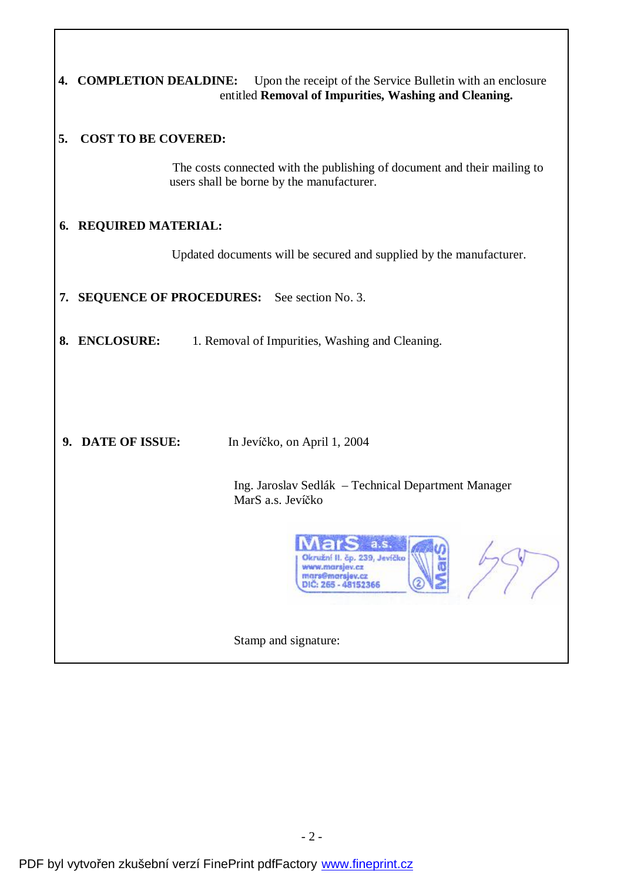**4. COMPLETION DEALDINE:** Upon the receipt of the Service Bulletin with an enclosure entitled **Removal of Impurities, Washing and Cleaning.**

**5. COST TO BE COVERED:**

The costs connected with the publishing of document and their mailing to users shall be borne by the manufacturer.

**6. REQUIRED MATERIAL:**

Updated documents will be secured and supplied by the manufacturer.

**7. SEQUENCE OF PROCEDURES:** See section No. 3.

**8. ENCLOSURE:** 1. Removal of Impurities, Washing and Cleaning.

**9. DATE OF ISSUE:** In Jevíčko, on April 1, 2004

Ing. Jaroslav Sedlák – Technical Department Manager
MarS a.s. Jevíčko

MarS a.s.
Okružní II. čp. 239, Jevíčko
www.marsjev.cz
mars@marsjev.cz
DIČ: 265 - 48152366

Stamp and signature:

PDF byl vytvořen zkušební verzí FinePrint pdfFactory www.fineprint.cz